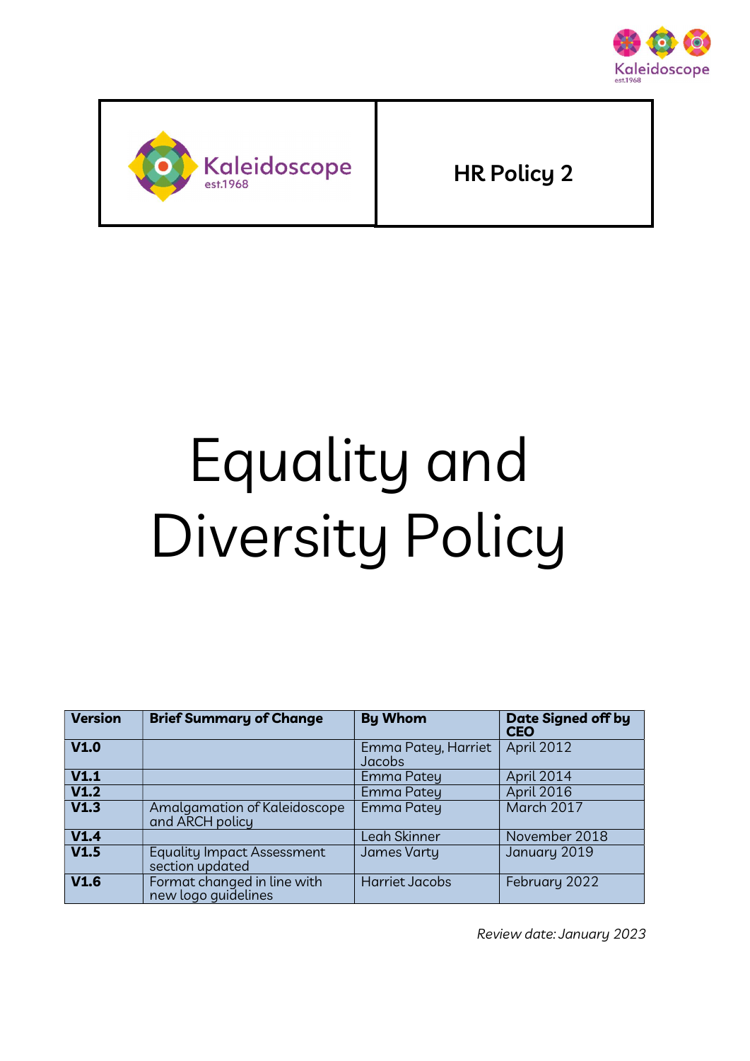| Kaleidoscope est.1968 | HR Policy 2 |
|---|---|

# Equality and Diversity Policy

| Version | Brief Summary of Change | By Whom | Date Signed off by CEO |
|---|---|---|---|
| **V1.0** | | Emma Patey, Harriet Jacobs | April 2012 |
| **V1.1** | | Emma Patey | April 2014 |
| **V1.2** | | Emma Patey | April 2016 |
| **V1.3** | Amalgamation of Kaleidoscope and ARCH policy | Emma Patey | March 2017 |
| **V1.4** | | Leah Skinner | November 2018 |
| **V1.5** | Equality Impact Assessment section updated | James Varty | January 2019 |
| **V1.6** | Format changed in line with new logo guidelines | Harriet Jacobs | February 2022 |

*Review date: January 2023*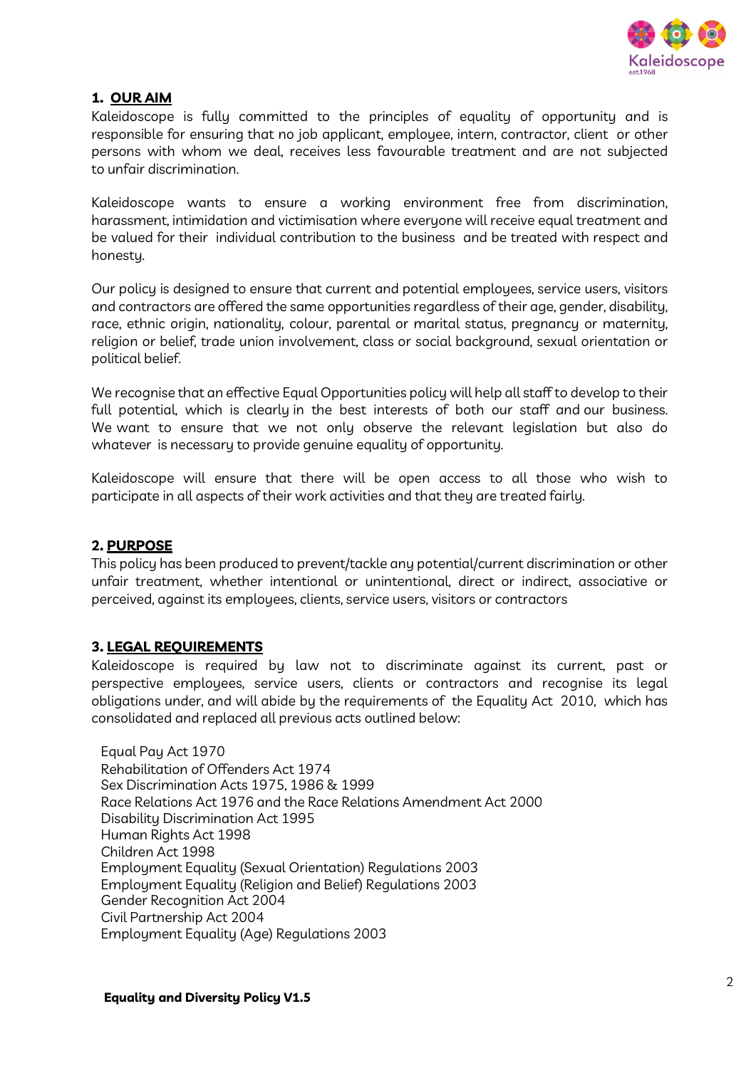## 1. OUR AIM

Kaleidoscope is fully committed to the principles of equality of opportunity and is responsible for ensuring that no job applicant, employee, intern, contractor, client or other persons with whom we deal, receives less favourable treatment and are not subjected to unfair discrimination.

Kaleidoscope wants to ensure a working environment free from discrimination, harassment, intimidation and victimisation where everyone will receive equal treatment and be valued for their individual contribution to the business and be treated with respect and honesty.

Our policy is designed to ensure that current and potential employees, service users, visitors and contractors are offered the same opportunities regardless of their age, gender, disability, race, ethnic origin, nationality, colour, parental or marital status, pregnancy or maternity, religion or belief, trade union involvement, class or social background, sexual orientation or political belief.

We recognise that an effective Equal Opportunities policy will help all staff to develop to their full potential, which is clearly in the best interests of both our staff and our business. We want to ensure that we not only observe the relevant legislation but also do whatever is necessary to provide genuine equality of opportunity.

Kaleidoscope will ensure that there will be open access to all those who wish to participate in all aspects of their work activities and that they are treated fairly.

## 2. PURPOSE

This policy has been produced to prevent/tackle any potential/current discrimination or other unfair treatment, whether intentional or unintentional, direct or indirect, associative or perceived, against its employees, clients, service users, visitors or contractors

## 3. LEGAL REQUIREMENTS

Kaleidoscope is required by law not to discriminate against its current, past or perspective employees, service users, clients or contractors and recognise its legal obligations under, and will abide by the requirements of the Equality Act 2010, which has consolidated and replaced all previous acts outlined below:

Equal Pay Act 1970
Rehabilitation of Offenders Act 1974
Sex Discrimination Acts 1975, 1986 & 1999
Race Relations Act 1976 and the Race Relations Amendment Act 2000
Disability Discrimination Act 1995
Human Rights Act 1998
Children Act 1998
Employment Equality (Sexual Orientation) Regulations 2003
Employment Equality (Religion and Belief) Regulations 2003
Gender Recognition Act 2004
Civil Partnership Act 2004
Employment Equality (Age) Regulations 2003

**Equality and Diversity Policy V1.5**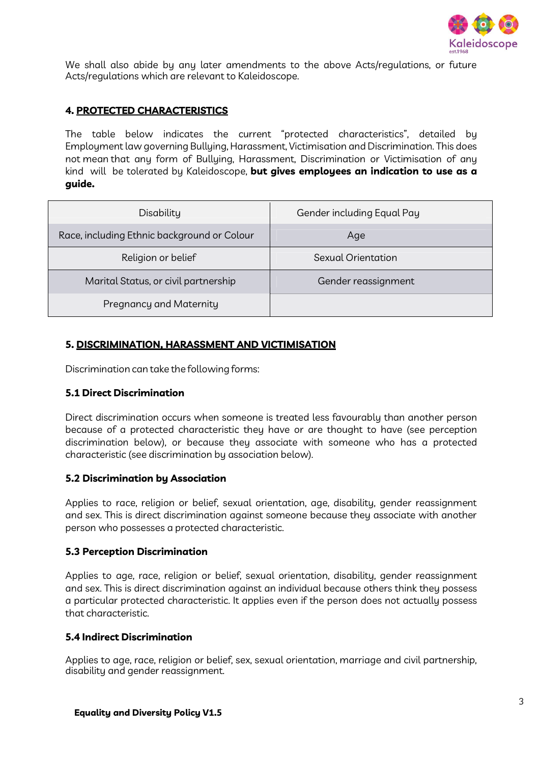We shall also abide by any later amendments to the above Acts/regulations, or future Acts/regulations which are relevant to Kaleidoscope.

## 4. PROTECTED CHARACTERISTICS

The table below indicates the current "protected characteristics", detailed by Employment law governing Bullying, Harassment, Victimisation and Discrimination. This does not mean that any form of Bullying, Harassment, Discrimination or Victimisation of any kind will be tolerated by Kaleidoscope, **but gives employees an indication to use as a guide.**

| | |
|---|---|
| Disability | Gender including Equal Pay |
| Race, including Ethnic background or Colour | Age |
| Religion or belief | Sexual Orientation |
| Marital Status, or civil partnership | Gender reassignment |
| Pregnancy and Maternity | |

## 5. DISCRIMINATION, HARASSMENT AND VICTIMISATION

Discrimination can take the following forms:

### 5.1 Direct Discrimination

Direct discrimination occurs when someone is treated less favourably than another person because of a protected characteristic they have or are thought to have (see perception discrimination below), or because they associate with someone who has a protected characteristic (see discrimination by association below).

### 5.2 Discrimination by Association

Applies to race, religion or belief, sexual orientation, age, disability, gender reassignment and sex. This is direct discrimination against someone because they associate with another person who possesses a protected characteristic.

### 5.3 Perception Discrimination

Applies to age, race, religion or belief, sexual orientation, disability, gender reassignment and sex. This is direct discrimination against an individual because others think they possess a particular protected characteristic. It applies even if the person does not actually possess that characteristic.

### 5.4 Indirect Discrimination

Applies to age, race, religion or belief, sex, sexual orientation, marriage and civil partnership, disability and gender reassignment.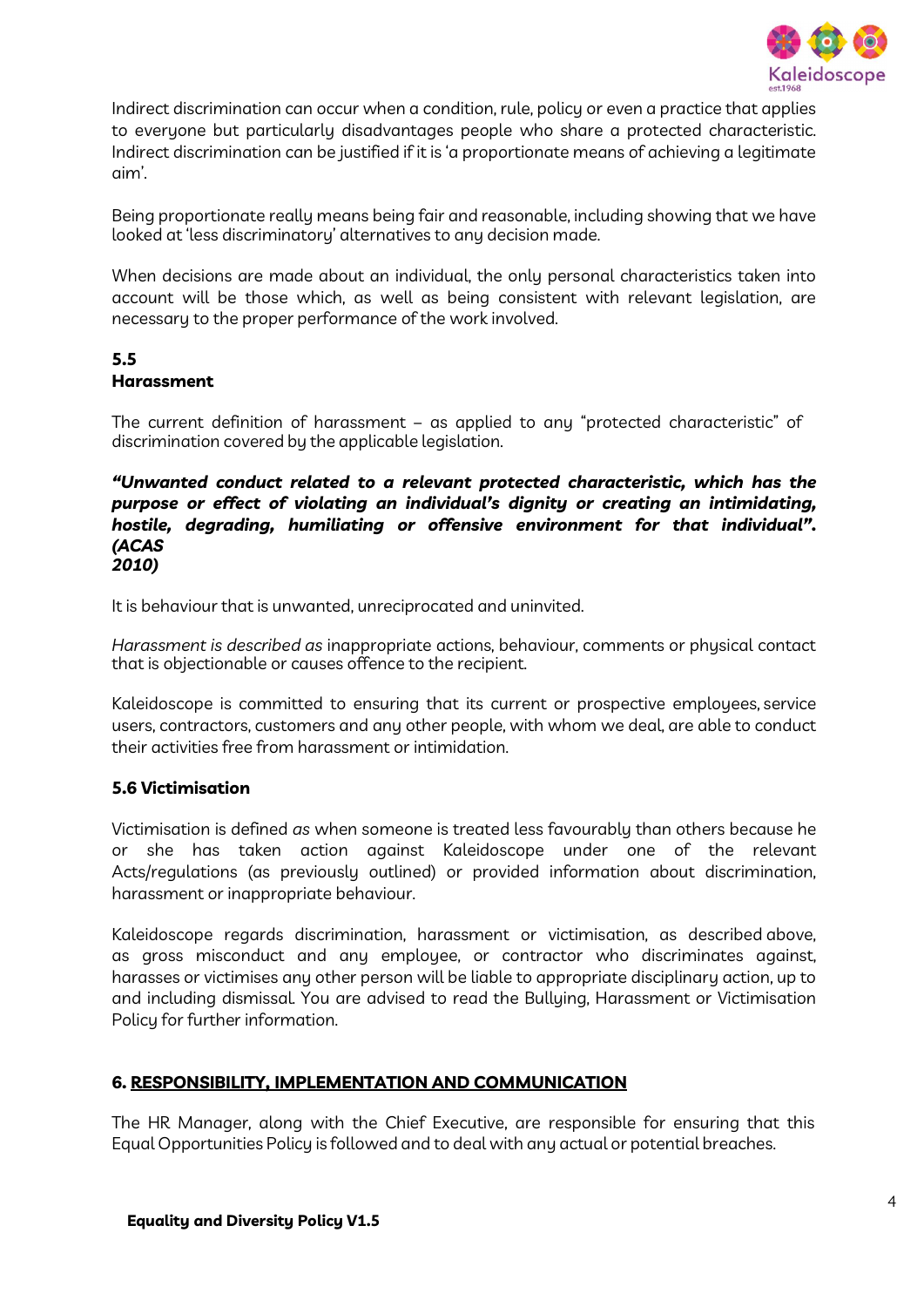Indirect discrimination can occur when a condition, rule, policy or even a practice that applies to everyone but particularly disadvantages people who share a protected characteristic. Indirect discrimination can be justified if it is 'a proportionate means of achieving a legitimate aim'.

Being proportionate really means being fair and reasonable, including showing that we have looked at 'less discriminatory' alternatives to any decision made.

When decisions are made about an individual, the only personal characteristics taken into account will be those which, as well as being consistent with relevant legislation, are necessary to the proper performance of the work involved.

### 5.5 Harassment

The current definition of harassment – as applied to any "protected characteristic" of discrimination covered by the applicable legislation.

***"Unwanted conduct related to a relevant protected characteristic, which has the purpose or effect of violating an individual's dignity or creating an intimidating, hostile, degrading, humiliating or offensive environment for that individual". (ACAS 2010)***

It is behaviour that is unwanted, unreciprocated and uninvited.

*Harassment is described as* inappropriate actions, behaviour, comments or physical contact that is objectionable or causes offence to the recipient.

Kaleidoscope is committed to ensuring that its current or prospective employees, service users, contractors, customers and any other people, with whom we deal, are able to conduct their activities free from harassment or intimidation.

### 5.6 Victimisation

Victimisation is defined *as* when someone is treated less favourably than others because he or she has taken action against Kaleidoscope under one of the relevant Acts/regulations (as previously outlined) or provided information about discrimination, harassment or inappropriate behaviour.

Kaleidoscope regards discrimination, harassment or victimisation, as described above, as gross misconduct and any employee, or contractor who discriminates against, harasses or victimises any other person will be liable to appropriate disciplinary action, up to and including dismissal. You are advised to read the Bullying, Harassment or Victimisation Policy for further information.

## 6. RESPONSIBILITY, IMPLEMENTATION AND COMMUNICATION

The HR Manager, along with the Chief Executive, are responsible for ensuring that this Equal Opportunities Policy is followed and to deal with any actual or potential breaches.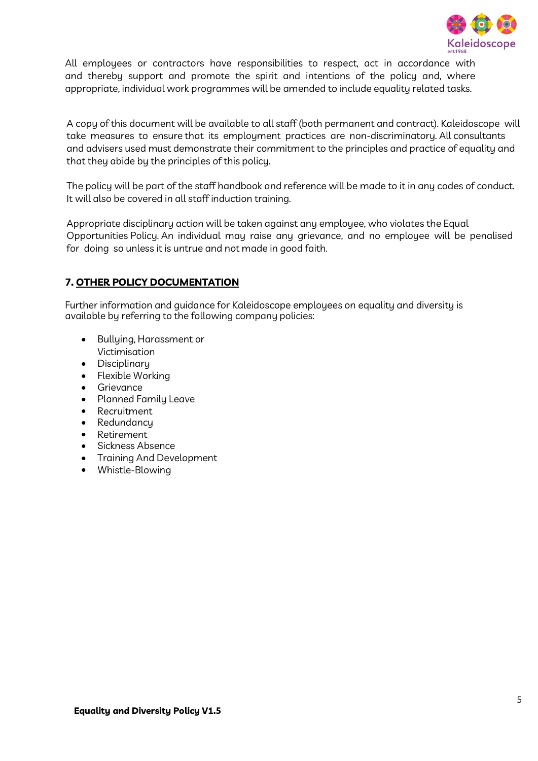All employees or contractors have responsibilities to respect, act in accordance with and thereby support and promote the spirit and intentions of the policy and, where appropriate, individual work programmes will be amended to include equality related tasks.

A copy of this document will be available to all staff (both permanent and contract). Kaleidoscope will take measures to ensure that its employment practices are non-discriminatory. All consultants and advisers used must demonstrate their commitment to the principles and practice of equality and that they abide by the principles of this policy.

The policy will be part of the staff handbook and reference will be made to it in any codes of conduct. It will also be covered in all staff induction training.

Appropriate disciplinary action will be taken against any employee, who violates the Equal Opportunities Policy. An individual may raise any grievance, and no employee will be penalised for doing so unless it is untrue and not made in good faith.

## 7. OTHER POLICY DOCUMENTATION

Further information and guidance for Kaleidoscope employees on equality and diversity is available by referring to the following company policies:

- Bullying, Harassment or Victimisation
- Disciplinary
- Flexible Working
- Grievance
- Planned Family Leave
- Recruitment
- Redundancy
- Retirement
- Sickness Absence
- Training And Development
- Whistle-Blowing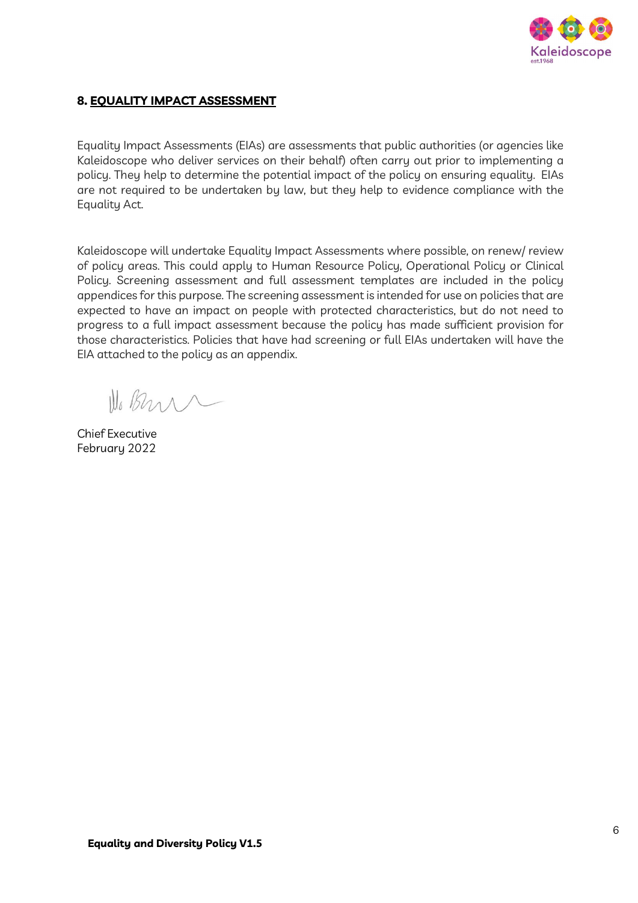## 8. EQUALITY IMPACT ASSESSMENT

Equality Impact Assessments (EIAs) are assessments that public authorities (or agencies like Kaleidoscope who deliver services on their behalf) often carry out prior to implementing a policy. They help to determine the potential impact of the policy on ensuring equality. EIAs are not required to be undertaken by law, but they help to evidence compliance with the Equality Act.

Kaleidoscope will undertake Equality Impact Assessments where possible, on renew/ review of policy areas. This could apply to Human Resource Policy, Operational Policy or Clinical Policy. Screening assessment and full assessment templates are included in the policy appendices for this purpose. The screening assessment is intended for use on policies that are expected to have an impact on people with protected characteristics, but do not need to progress to a full impact assessment because the policy has made sufficient provision for those characteristics. Policies that have had screening or full EIAs undertaken will have the EIA attached to the policy as an appendix.

Chief Executive
February 2022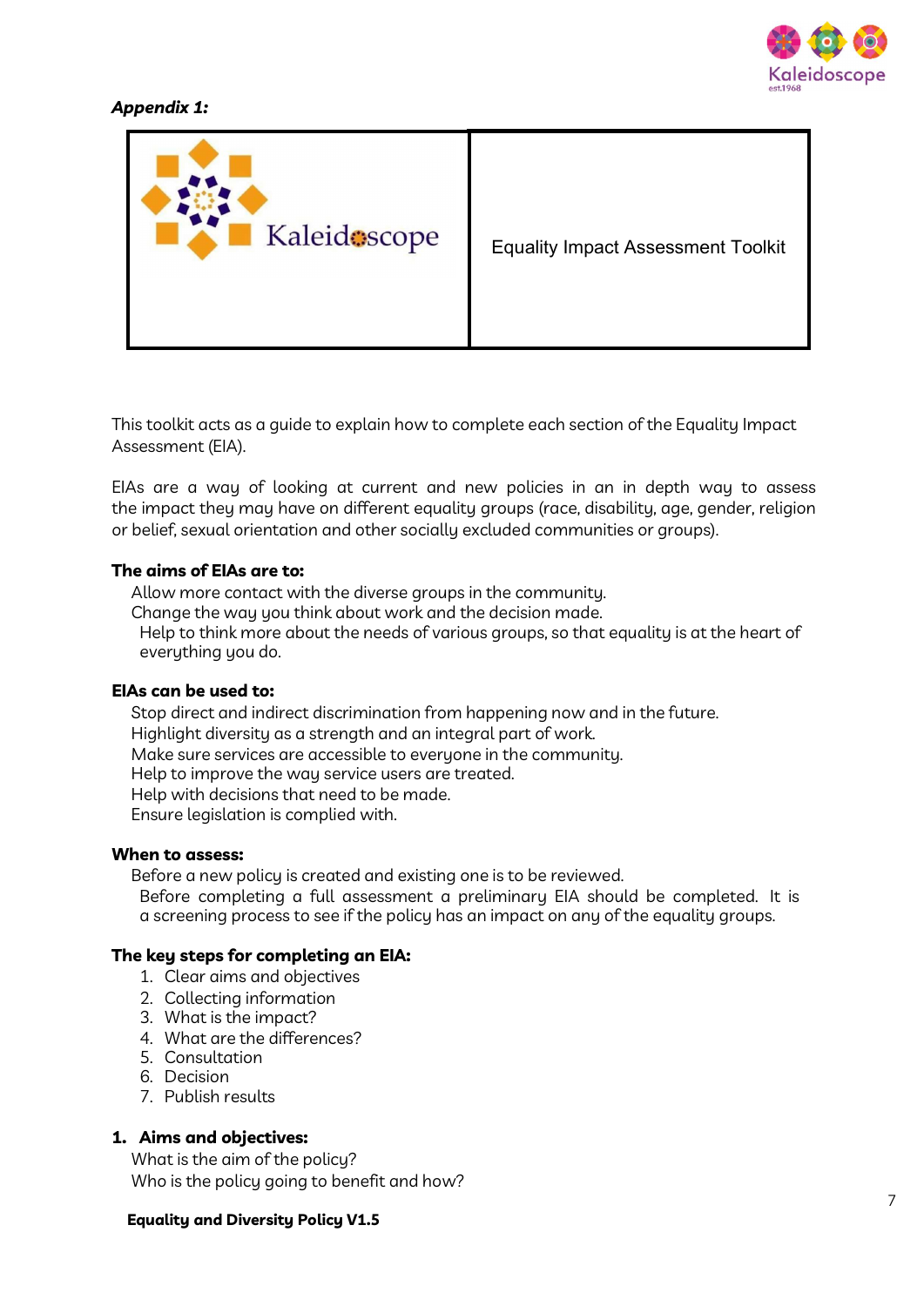*Appendix 1:*

| Kaleidoscope | Equality Impact Assessment Toolkit |
| --- | --- |

This toolkit acts as a guide to explain how to complete each section of the Equality Impact Assessment (EIA).

EIAs are a way of looking at current and new policies in an in depth way to assess the impact they may have on different equality groups (race, disability, age, gender, religion or belief, sexual orientation and other socially excluded communities or groups).

**The aims of EIAs are to:**

Allow more contact with the diverse groups in the community.
Change the way you think about work and the decision made.
Help to think more about the needs of various groups, so that equality is at the heart of everything you do.

**EIAs can be used to:**

Stop direct and indirect discrimination from happening now and in the future.
Highlight diversity as a strength and an integral part of work.
Make sure services are accessible to everyone in the community.
Help to improve the way service users are treated.
Help with decisions that need to be made.
Ensure legislation is complied with.

**When to assess:**

Before a new policy is created and existing one is to be reviewed.
Before completing a full assessment a preliminary EIA should be completed. It is a screening process to see if the policy has an impact on any of the equality groups.

**The key steps for completing an EIA:**

1. Clear aims and objectives
2. Collecting information
3. What is the impact?
4. What are the differences?
5. Consultation
6. Decision
7. Publish results

**1. Aims and objectives:**

What is the aim of the policy?
Who is the policy going to benefit and how?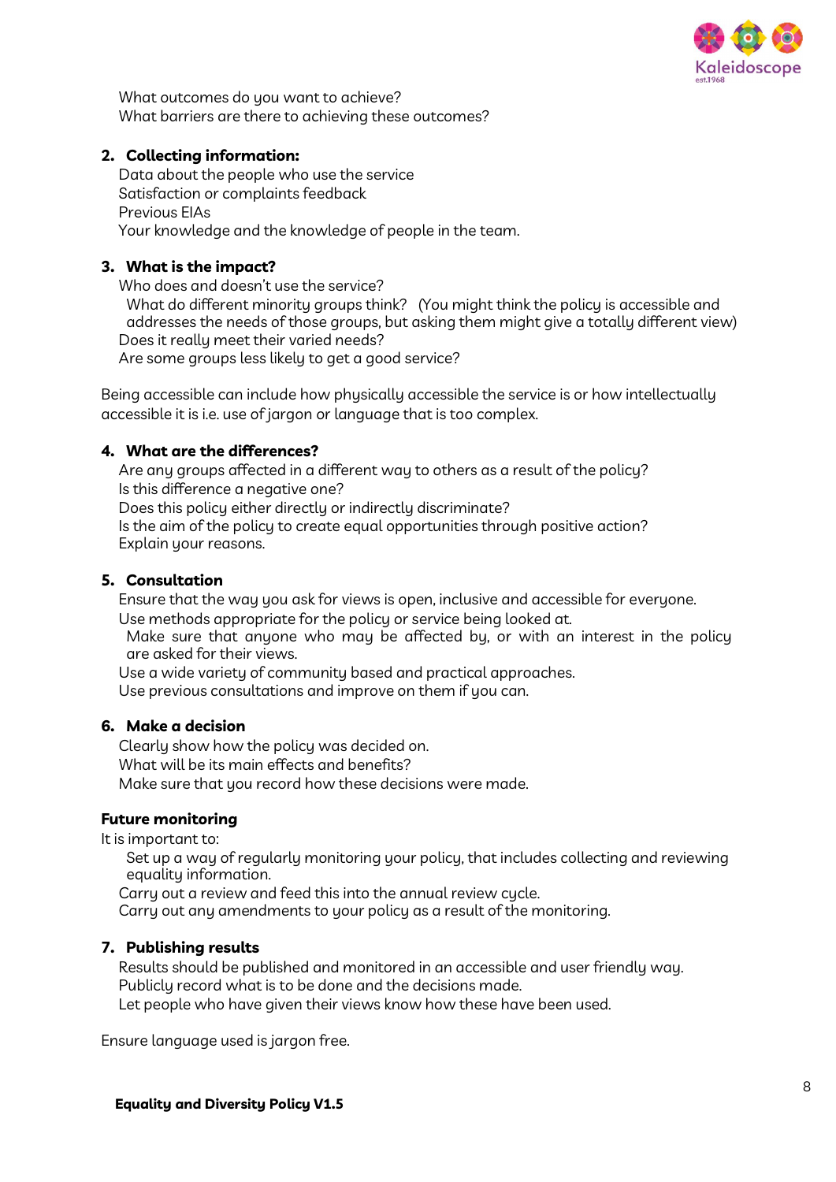What outcomes do you want to achieve?
What barriers are there to achieving these outcomes?

**2. Collecting information:**

Data about the people who use the service
Satisfaction or complaints feedback
Previous EIAs
Your knowledge and the knowledge of people in the team.

**3. What is the impact?**

Who does and doesn't use the service?
What do different minority groups think? (You might think the policy is accessible and addresses the needs of those groups, but asking them might give a totally different view)
Does it really meet their varied needs?
Are some groups less likely to get a good service?

Being accessible can include how physically accessible the service is or how intellectually accessible it is i.e. use of jargon or language that is too complex.

**4. What are the differences?**

Are any groups affected in a different way to others as a result of the policy?
Is this difference a negative one?
Does this policy either directly or indirectly discriminate?
Is the aim of the policy to create equal opportunities through positive action?
Explain your reasons.

**5. Consultation**

Ensure that the way you ask for views is open, inclusive and accessible for everyone.
Use methods appropriate for the policy or service being looked at.
Make sure that anyone who may be affected by, or with an interest in the policy are asked for their views.
Use a wide variety of community based and practical approaches.
Use previous consultations and improve on them if you can.

**6. Make a decision**

Clearly show how the policy was decided on.
What will be its main effects and benefits?
Make sure that you record how these decisions were made.

**Future monitoring**

It is important to:

Set up a way of regularly monitoring your policy, that includes collecting and reviewing equality information.
Carry out a review and feed this into the annual review cycle.
Carry out any amendments to your policy as a result of the monitoring.

**7. Publishing results**

Results should be published and monitored in an accessible and user friendly way.
Publicly record what is to be done and the decisions made.
Let people who have given their views know how these have been used.

Ensure language used is jargon free.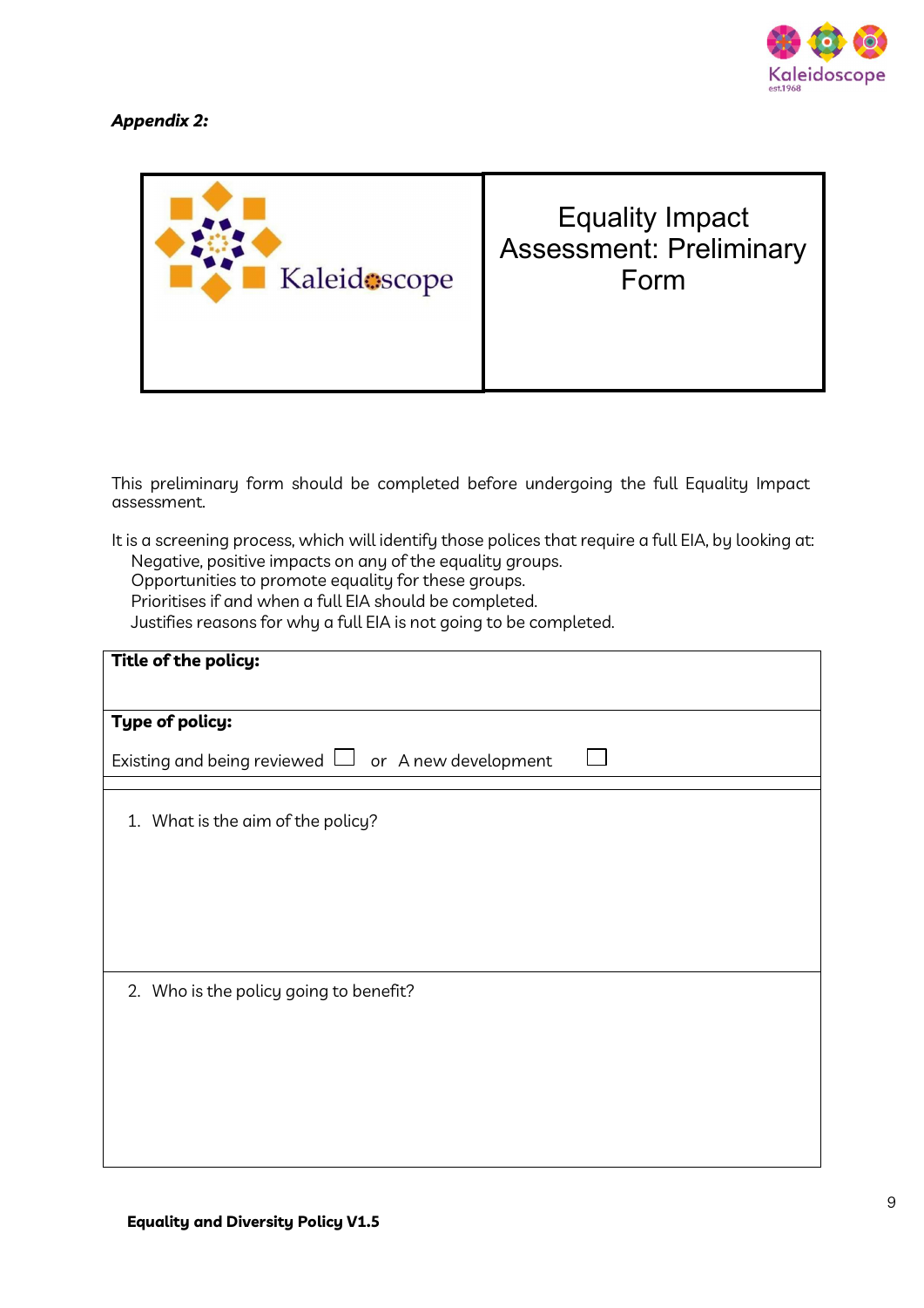***Appendix 2:***

| Kaleidoscope | Equality Impact Assessment: Preliminary Form |
|---|---|

This preliminary form should be completed before undergoing the full Equality Impact assessment.

It is a screening process, which will identify those polices that require a full EIA, by looking at:
- Negative, positive impacts on any of the equality groups.
- Opportunities to promote equality for these groups.
- Prioritises if and when a full EIA should be completed.
- Justifies reasons for why a full EIA is not going to be completed.

| **Title of the policy:** |
|---|
| **Type of policy:**<br><br>Existing and being reviewed ☐ or A new development ☐ |
| |
| 1. What is the aim of the policy? |
| 2. Who is the policy going to benefit? |

**Equality and Diversity Policy V1.5**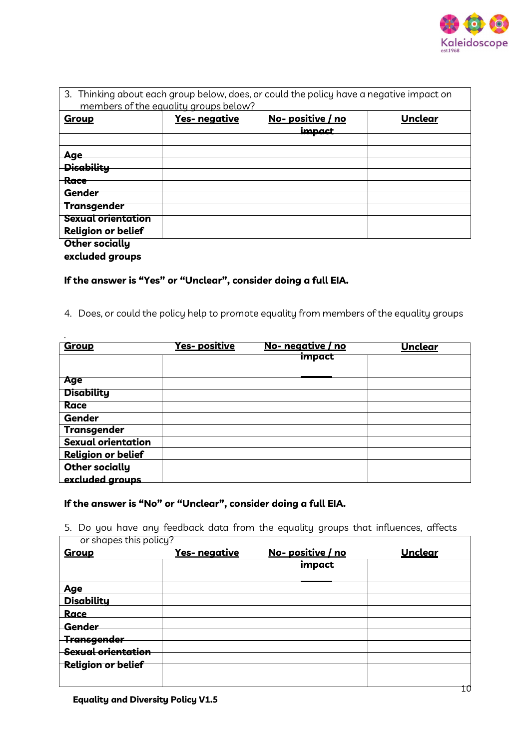| 3. Thinking about each group below, does, or could the policy have a negative impact on members of the equality groups below? | | | |
|---|---|---|---|
| **Group** | **Yes- negative** | **No- positive / no impact** | **Unclear** |
| | | | |
| **Age** | | | |
| **Disability** | | | |
| **Race** | | | |
| **Gender** | | | |
| **Transgender** | | | |
| **Sexual orientation** | | | |
| **Religion or belief** | | | |
| **Other socially excluded groups** | | | |

**If the answer is "Yes" or "Unclear", consider doing a full EIA.**

4. Does, or could the policy help to promote equality from members of the equality groups

.

| **Group** | **Yes- positive** | **No- negative / no impact** | **Unclear** |
|---|---|---|---|
| | | | |
| **Age** | | | |
| **Disability** | | | |
| **Race** | | | |
| **Gender** | | | |
| **Transgender** | | | |
| **Sexual orientation** | | | |
| **Religion or belief** | | | |
| **Other socially excluded groups** | | | |

**If the answer is "No" or "Unclear", consider doing a full EIA.**

5. Do you have any feedback data from the equality groups that influences, affects or shapes this policy?

| **Group** | **Yes- negative** | **No- positive / no impact** | **Unclear** |
|---|---|---|---|
| | | | |
| **Age** | | | |
| **Disability** | | | |
| **Race** | | | |
| **Gender** | | | |
| **Transgender** | | | |
| **Sexual orientation** | | | |
| **Religion or belief** | | | |
| | | | |

**Equality and Diversity Policy V1.5**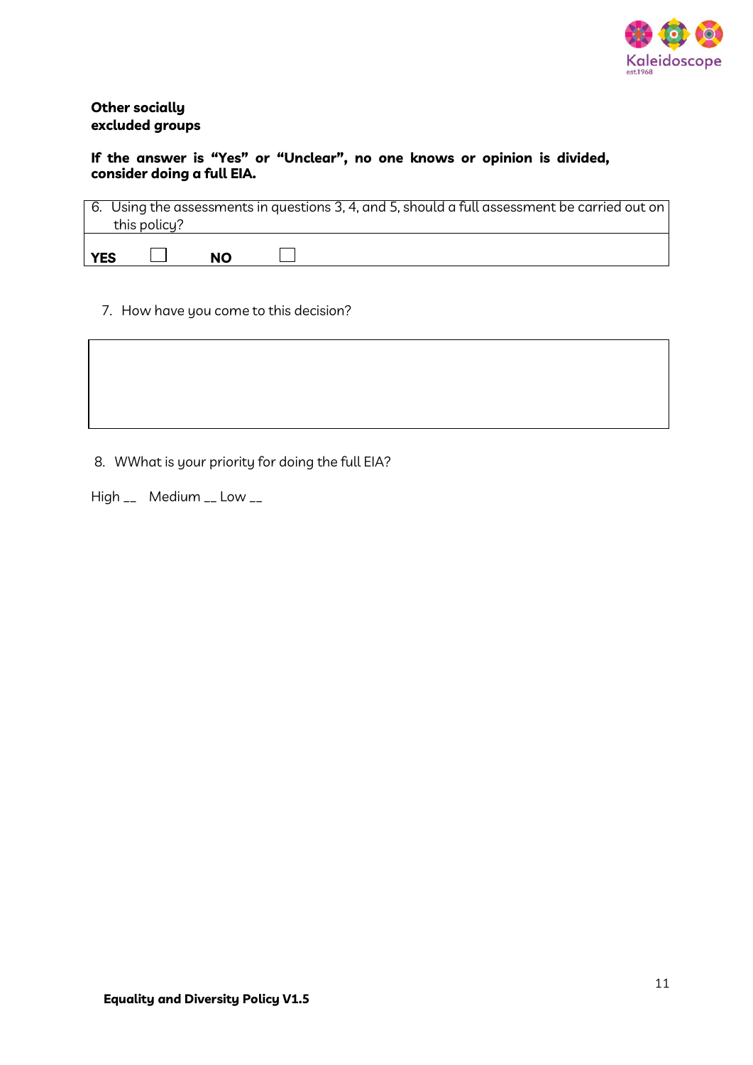**Other socially excluded groups**

**If the answer is “Yes” or “Unclear”, no one knows or opinion is divided, consider doing a full EIA.**

| 6. Using the assessments in questions 3, 4, and 5, should a full assessment be carried out on this policy? |
|---|
| **YES** ☐ **NO** ☐ |

7. How have you come to this decision?

| |
|---|
| |

8. WWhat is your priority for doing the full EIA?

High __ Medium __ Low __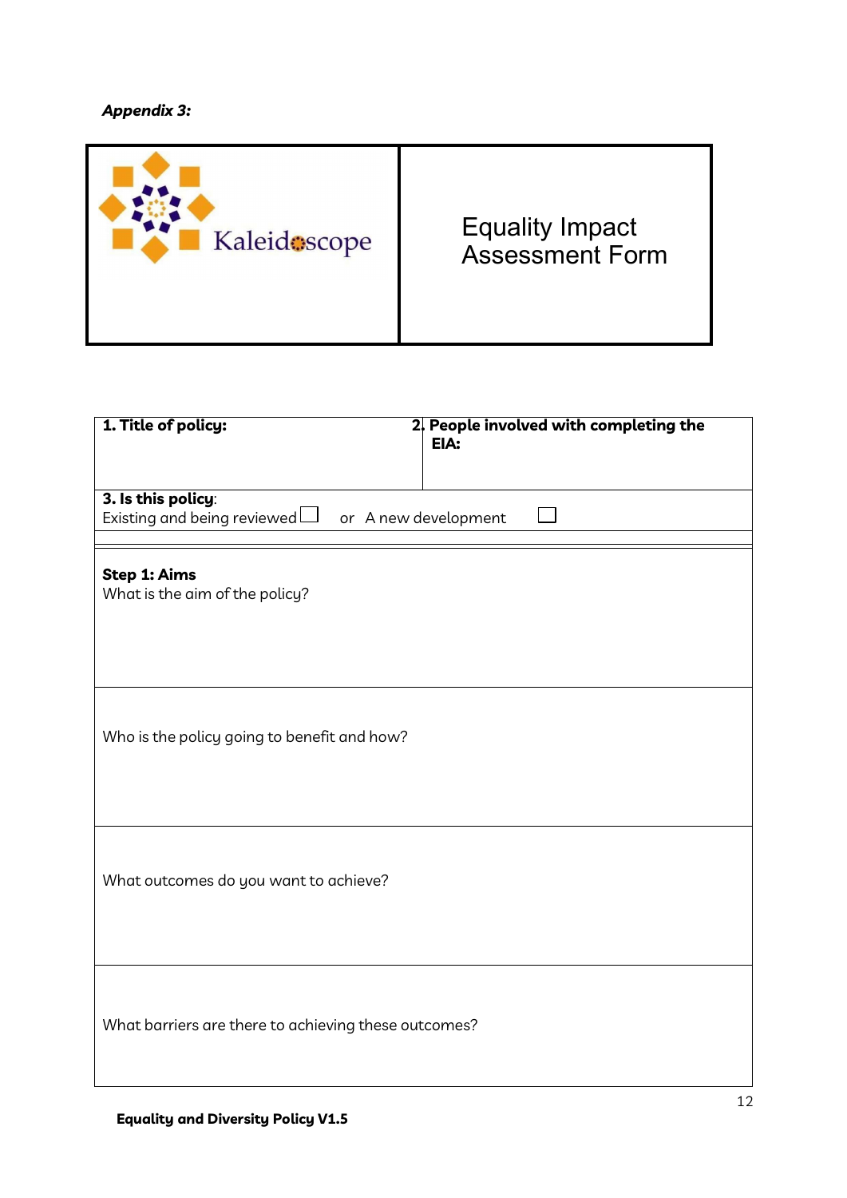*Appendix 3:*

| Kaleidoscope | Equality Impact Assessment Form |
|---|---|

| **1. Title of policy:** | **2. People involved with completing the EIA:** |
|---|---|
| **3. Is this policy**: Existing and being reviewed ☐ or A new development ☐ | |
| **Step 1: Aims** What is the aim of the policy? | |
| Who is the policy going to benefit and how? | |
| What outcomes do you want to achieve? | |
| What barriers are there to achieving these outcomes? | |

**Equality and Diversity Policy V1.5**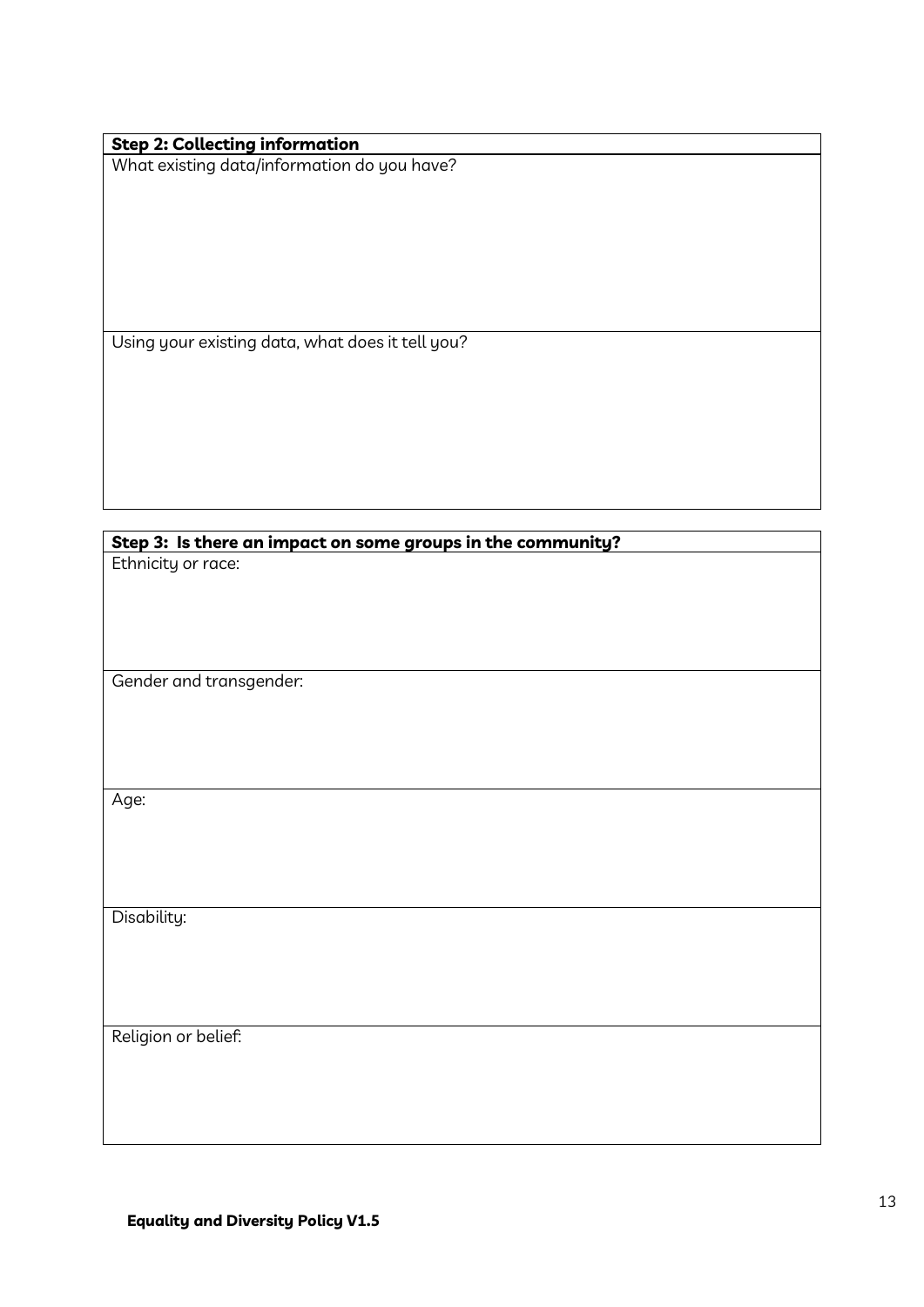| **Step 2: Collecting information** |
| --- |
| What existing data/information do you have? |
| Using your existing data, what does it tell you? |

| **Step 3: Is there an impact on some groups in the community?** |
| --- |
| Ethnicity or race: |
| Gender and transgender: |
| Age: |
| Disability: |
| Religion or belief: |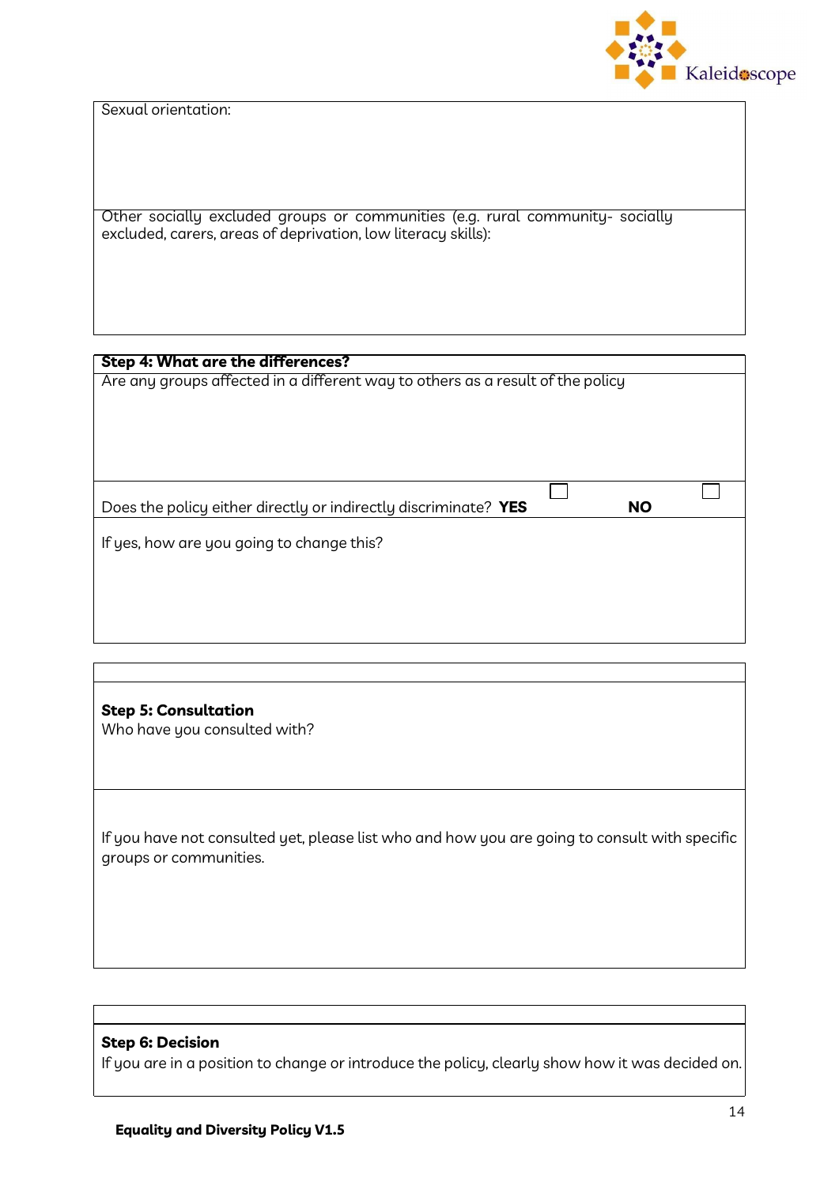| Sexual orientation: |
|---|
| Other socially excluded groups or communities (e.g. rural community- socially excluded, carers, areas of deprivation, low literacy skills): |

| **Step 4: What are the differences?** |
|---|
| Are any groups affected in a different way to others as a result of the policy |
| Does the policy either directly or indirectly discriminate? **YES** ☐ **NO** ☐ |
| If yes, how are you going to change this? |

| |
|---|
| **Step 5: Consultation**<br>Who have you consulted with? |
| If you have not consulted yet, please list who and how you are going to consult with specific groups or communities. |

| |
|---|
| **Step 6: Decision**<br>If you are in a position to change or introduce the policy, clearly show how it was decided on. |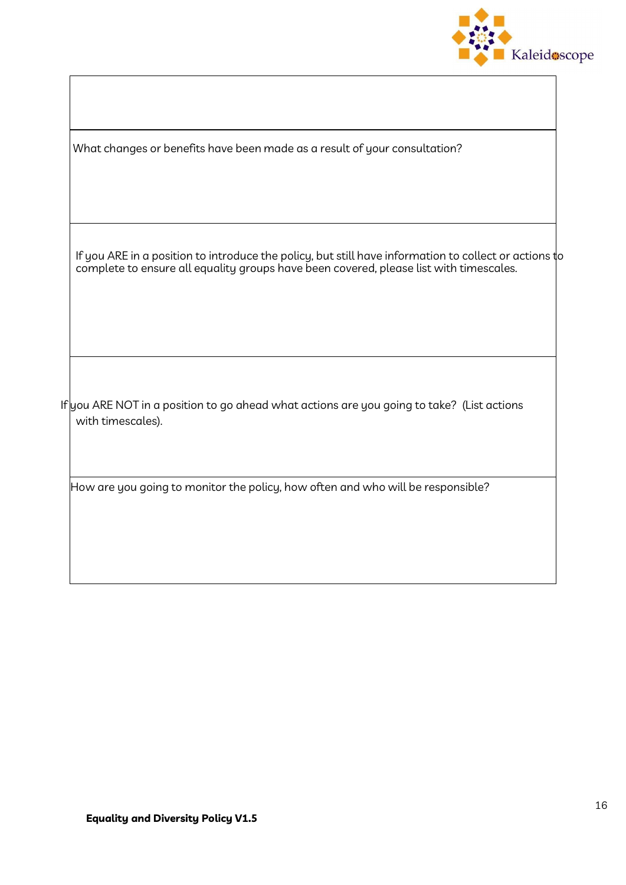| |
|---|
| |
| What changes or benefits have been made as a result of your consultation? |
| If you ARE in a position to introduce the policy, but still have information to collect or actions to complete to ensure all equality groups have been covered, please list with timescales. |
| If you ARE NOT in a position to go ahead what actions are you going to take? (List actions with timescales). |
| How are you going to monitor the policy, how often and who will be responsible? |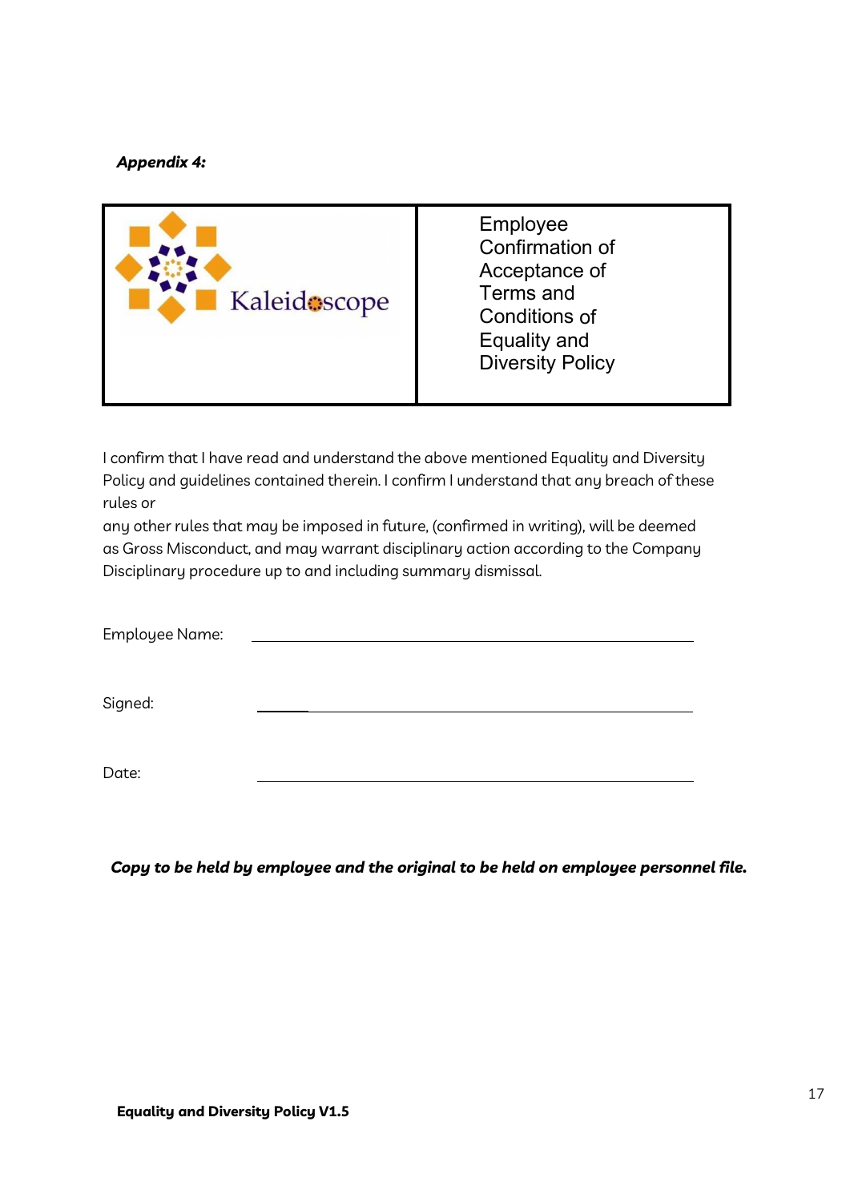***Appendix 4:***

| | |
|---|---|
| Kaleidoscope | Employee Confirmation of Acceptance of Terms and Conditions of Equality and Diversity Policy |

I confirm that I have read and understand the above mentioned Equality and Diversity Policy and guidelines contained therein. I confirm I understand that any breach of these rules or

any other rules that may be imposed in future, (confirmed in writing), will be deemed as Gross Misconduct, and may warrant disciplinary action according to the Company Disciplinary procedure up to and including summary dismissal.

Employee Name: ______________________________

Signed: ______________________________

Date: ______________________________

***Copy to be held by employee and the original to be held on employee personnel file.***